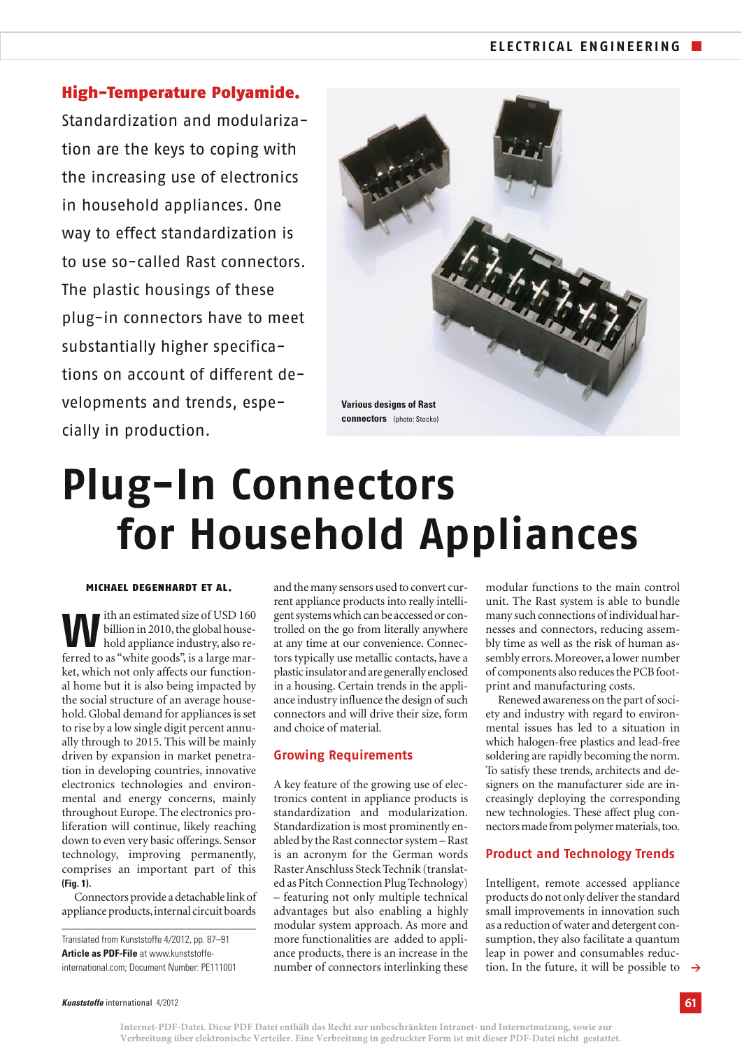**High-Temperature Polyamide.** Standardization and modularization are the keys to coping with the increasing use of electronics in household appliances. One way to effect standardization is to use so-called Rast connectors. The plastic housings of these plug-in connectors have to meet substantially higher specifications on account of different developments and trends, especially in production.

**Various designs of Rast connectors** (photo: Stocko)

# Plug-In Connectors for Household Appliances

**MICHAEL DEGENHARDT ET AL.**

With an estimated size of USD 160 billion in 2010, the global household appliance industry, also referred to as "white goods", is a large market, which not only affects our functional home but it is also being impacted by the social structure of an average household. Global demand for appliances is set to rise by a low single digit percent annually through to 2015. This will be mainly driven by expansion in market penetration in developing countries, innovative electronics technologies and environmental and energy concerns, mainly throughout Europe. The electronics proliferation will continue, likely reaching down to even very basic offerings. Sensor technology, improving permanently, comprises an important part of this **(Fig. 1)**.

Connectors provide a detachable link of appliance products, internal circuit boards and the many sensors used to convert current appliance products into really intelligent systems which can be accessed or controlled on the go from literally anywhere at any time at our convenience. Connectors typically use metallic contacts, have a plastic insulator and are generally enclosed in a housing. Certain trends in the appliance industry influence the design of such connectors and will drive their size, form and choice of material.

Translated from Kunststoffe 4/2012, pp. 87–91
**Article as PDF-File** at www.kunststoffe-international.com; Document Number: PE111001

## Growing Requirements

A key feature of the growing use of electronics content in appliance products is standardization and modularization. Standardization is most prominently enabled by the Rast connector system – Rast is an acronym for the German words Raster Anschluss Steck Technik (translated as Pitch Connection Plug Technology) – featuring not only multiple technical advantages but also enabling a highly modular system approach. As more and more functionalities are added to appliance products, there is an increase in the number of connectors interlinking these modular functions to the main control unit. The Rast system is able to bundle many such connections of individual harnesses and connectors, reducing assembly time as well as the risk of human assembly errors. Moreover, a lower number of components also reduces the PCB footprint and manufacturing costs.

Renewed awareness on the part of society and industry with regard to environmental issues has led to a situation in which halogen-free plastics and lead-free soldering are rapidly becoming the norm. To satisfy these trends, architects and designers on the manufacturer side are increasingly deploying the corresponding new technologies. These affect plug connectors made from polymer materials, too.

## Product and Technology Trends

Intelligent, remote accessed appliance products do not only deliver the standard small improvements in innovation such as a reduction of water and detergent consumption, they also facilitate a quantum leap in power and consumables reduction. In the future, it will be possible to →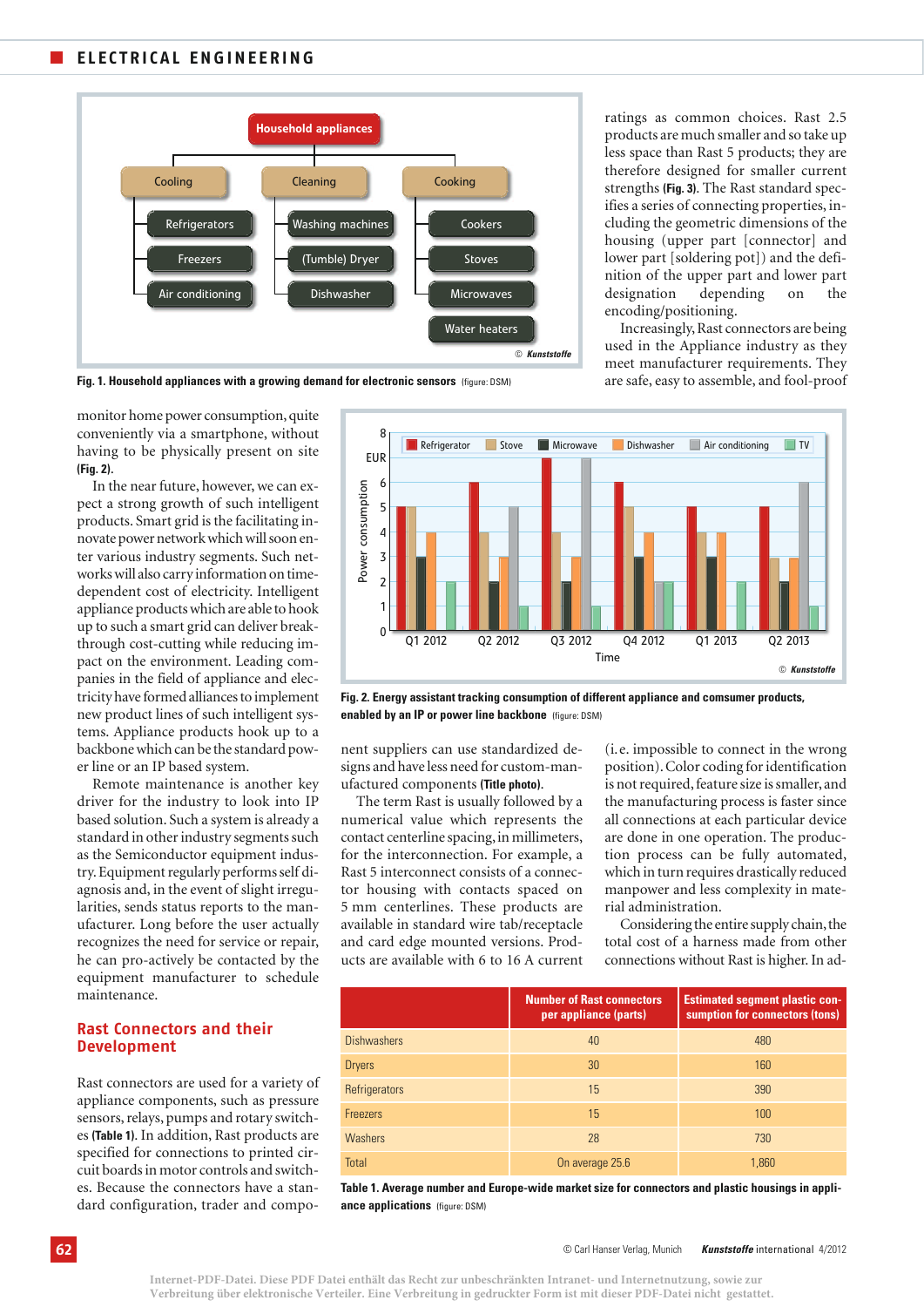Fig. 1. Household appliances with a growing demand for electronic sensors (figure: DSM)

ratings as common choices. Rast 2.5 products are much smaller and so take up less space than Rast 5 products; they are therefore designed for smaller current strengths **(Fig. 3)**. The Rast standard specifies a series of connecting properties, including the geometric dimensions of the housing (upper part [connector] and lower part [soldering pot]) and the definition of the upper part and lower part designation depending on the encoding/positioning.

Increasingly, Rast connectors are being used in the Appliance industry as they meet manufacturer requirements. They are safe, easy to assemble, and fool-proof (i.e. impossible to connect in the wrong position). Color coding for identification is not required, feature size is smaller, and the manufacturing process is faster since all connections at each particular device are done in one operation. The production process can be fully automated, which in turn requires drastically reduced manpower and less complexity in material administration.

Considering the entire supply chain, the total cost of a harness made from other connections without Rast is higher. In ad-

monitor home power consumption, quite conveniently via a smartphone, without having to be physically present on site **(Fig. 2)**.

In the near future, however, we can expect a strong growth of such intelligent products. Smart grid is the facilitating innovate power network which will soon enter various industry segments. Such networks will also carry information on time-dependent cost of electricity. Intelligent appliance products which are able to hook up to such a smart grid can deliver breakthrough cost-cutting while reducing impact on the environment. Leading companies in the field of appliance and electricity have formed alliances to implement new product lines of such intelligent systems. Appliance products hook up to a backbone which can be the standard power line or an IP based system.

Remote maintenance is another key driver for the industry to look into IP based solution. Such a system is already a standard in other industry segments such as the Semiconductor equipment industry. Equipment regularly performs self diagnosis and, in the event of slight irregularities, sends status reports to the manufacturer. Long before the user actually recognizes the need for service or repair, he can pro-actively be contacted by the equipment manufacturer to schedule maintenance.

Fig. 2. Energy assistant tracking consumption of different appliance and comsumer products, enabled by an IP or power line backbone (figure: DSM)

## Rast Connectors and their Development

Rast connectors are used for a variety of appliance components, such as pressure sensors, relays, pumps and rotary switches **(Table 1)**. In addition, Rast products are specified for connections to printed circuit boards in motor controls and switches. Because the connectors have a standard configuration, trader and component suppliers can use standardized designs and have less need for custom-manufactured components **(Title photo)**.

The term Rast is usually followed by a numerical value which represents the contact centerline spacing, in millimeters, for the interconnection. For example, a Rast 5 interconnect consists of a connector housing with contacts spaced on 5 mm centerlines. These products are available in standard wire tab/receptacle and card edge mounted versions. Products are available with 6 to 16 A current

| | Number of Rast connectors per appliance (parts) | Estimated segment plastic consumption for connectors (tons) |
|---|---|---|
| Dishwashers | 40 | 480 |
| Dryers | 30 | 160 |
| Refrigerators | 15 | 390 |
| Freezers | 15 | 100 |
| Washers | 28 | 730 |
| Total | On average 25.6 | 1,860 |

Table 1. Average number and Europe-wide market size for connectors and plastic housings in appliance applications (figure: DSM)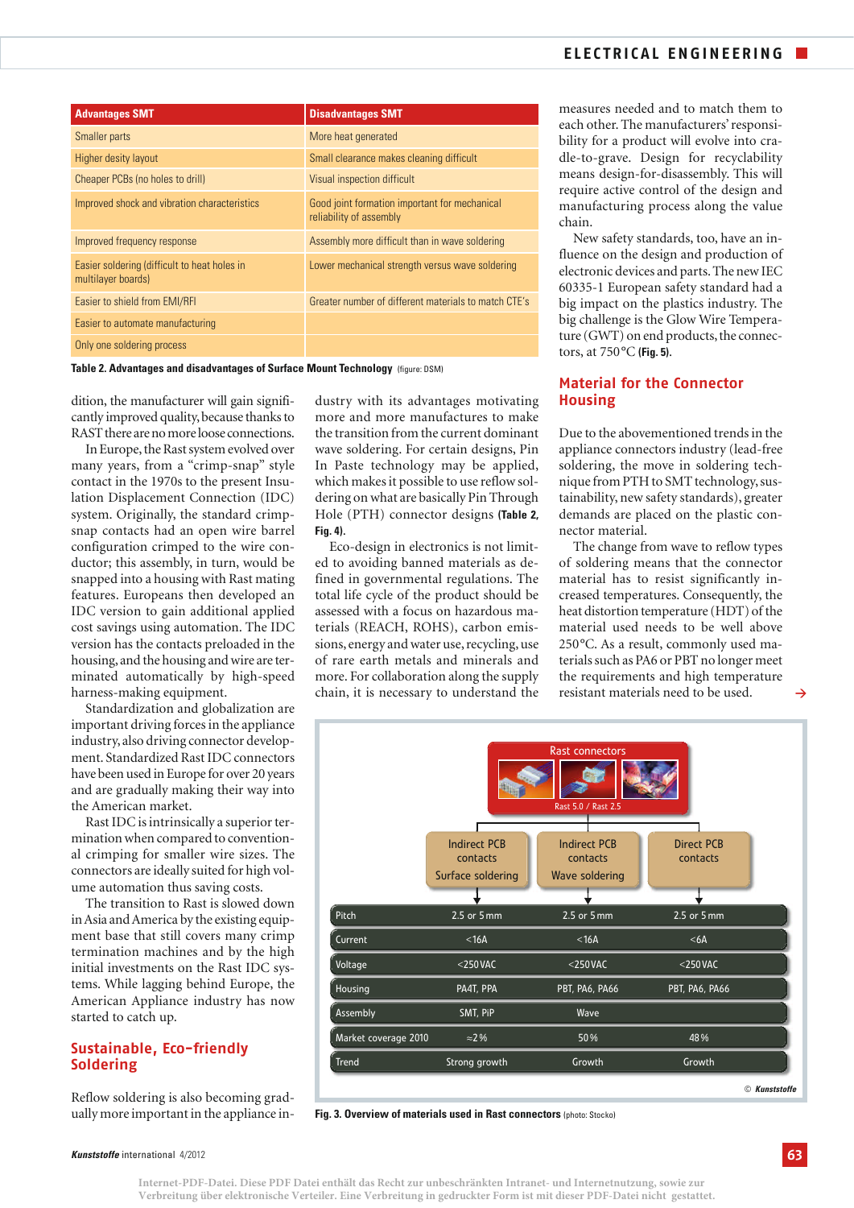| Advantages SMT | Disadvantages SMT |
|---|---|
| Smaller parts | More heat generated |
| Higher desity layout | Small clearance makes cleaning difficult |
| Cheaper PCBs (no holes to drill) | Visual inspection difficult |
| Improved shock and vibration characteristics | Good joint formation important for mechanical reliability of assembly |
| Improved frequency response | Assembly more difficult than in wave soldering |
| Easier soldering (difficult to heat holes in multilayer boards) | Lower mechanical strength versus wave soldering |
| Easier to shield from EMI/RFI | Greater number of different materials to match CTE's |
| Easier to automate manufacturing | |
| Only one soldering process | |

**Table 2. Advantages and disadvantages of Surface Mount Technology** (figure: DSM)

dition, the manufacturer will gain significantly improved quality, because thanks to RAST there are no more loose connections.

In Europe, the Rast system evolved over many years, from a "crimp-snap" style contact in the 1970s to the present Insulation Displacement Connection (IDC) system. Originally, the standard crimp-snap contacts had an open wire barrel configuration crimped to the wire conductor; this assembly, in turn, would be snapped into a housing with Rast mating features. Europeans then developed an IDC version to gain additional applied cost savings using automation. The IDC version has the contacts preloaded in the housing, and the housing and wire are terminated automatically by high-speed harness-making equipment.

Standardization and globalization are important driving forces in the appliance industry, also driving connector development. Standardized Rast IDC connectors have been used in Europe for over 20 years and are gradually making their way into the American market.

Rast IDC is intrinsically a superior termination when compared to conventional crimping for smaller wire sizes. The connectors are ideally suited for high volume automation thus saving costs.

The transition to Rast is slowed down in Asia and America by the existing equipment base that still covers many crimp termination machines and by the high initial investments on the Rast IDC systems. While lagging behind Europe, the American Appliance industry has now started to catch up.

## Sustainable, Eco-friendly Soldering

Reflow soldering is also becoming gradually more important in the appliance industry with its advantages motivating more and more manufactures to make the transition from the current dominant wave soldering. For certain designs, Pin In Paste technology may be applied, which makes it possible to use reflow soldering on what are basically Pin Through Hole (PTH) connector designs **(Table 2, Fig. 4)**.

Eco-design in electronics is not limited to avoiding banned materials as defined in governmental regulations. The total life cycle of the product should be assessed with a focus on hazardous materials (REACH, ROHS), carbon emissions, energy and water use, recycling, use of rare earth metals and minerals and more. For collaboration along the supply chain, it is necessary to understand the measures needed and to match them to each other. The manufacturers' responsibility for a product will evolve into cradle-to-grave. Design for recyclability means design-for-disassembly. This will require active control of the design and manufacturing process along the value chain.

New safety standards, too, have an influence on the design and production of electronic devices and parts. The new IEC 60335-1 European safety standard had a big impact on the plastics industry. The big challenge is the Glow Wire Temperature (GWT) on end products, the connectors, at 750 °C **(Fig. 5)**.

## Material for the Connector Housing

Due to the abovementioned trends in the appliance connectors industry (lead-free soldering, the move in soldering technique from PTH to SMT technology, sustainability, new safety standards), greater demands are placed on the plastic connector material.

The change from wave to reflow types of soldering means that the connector material has to resist significantly increased temperatures. Consequently, the heat distortion temperature (HDT) of the material used needs to be well above 250 °C. As a result, commonly used materials such as PA6 or PBT no longer meet the requirements and high temperature resistant materials need to be used.

Rast connectors — Rast 5.0 / Rast 2.5

| | Indirect PCB contacts Surface soldering | Indirect PCB contacts Wave soldering | Direct PCB contacts |
|---|---|---|---|
| Pitch | 2.5 or 5 mm | 2.5 or 5 mm | 2.5 or 5 mm |
| Current | <16A | <16A | <6A |
| Voltage | <250 VAC | <250 VAC | <250 VAC |
| Housing | PA4T, PPA | PBT, PA6, PA66 | PBT, PA6, PA66 |
| Assembly | SMT, PiP | Wave | |
| Market coverage 2010 | ≈2 % | 50 % | 48 % |
| Trend | Strong growth | Growth | Growth |

© Kunststoffe

**Fig. 3. Overview of materials used in Rast connectors** (photo: Stocko)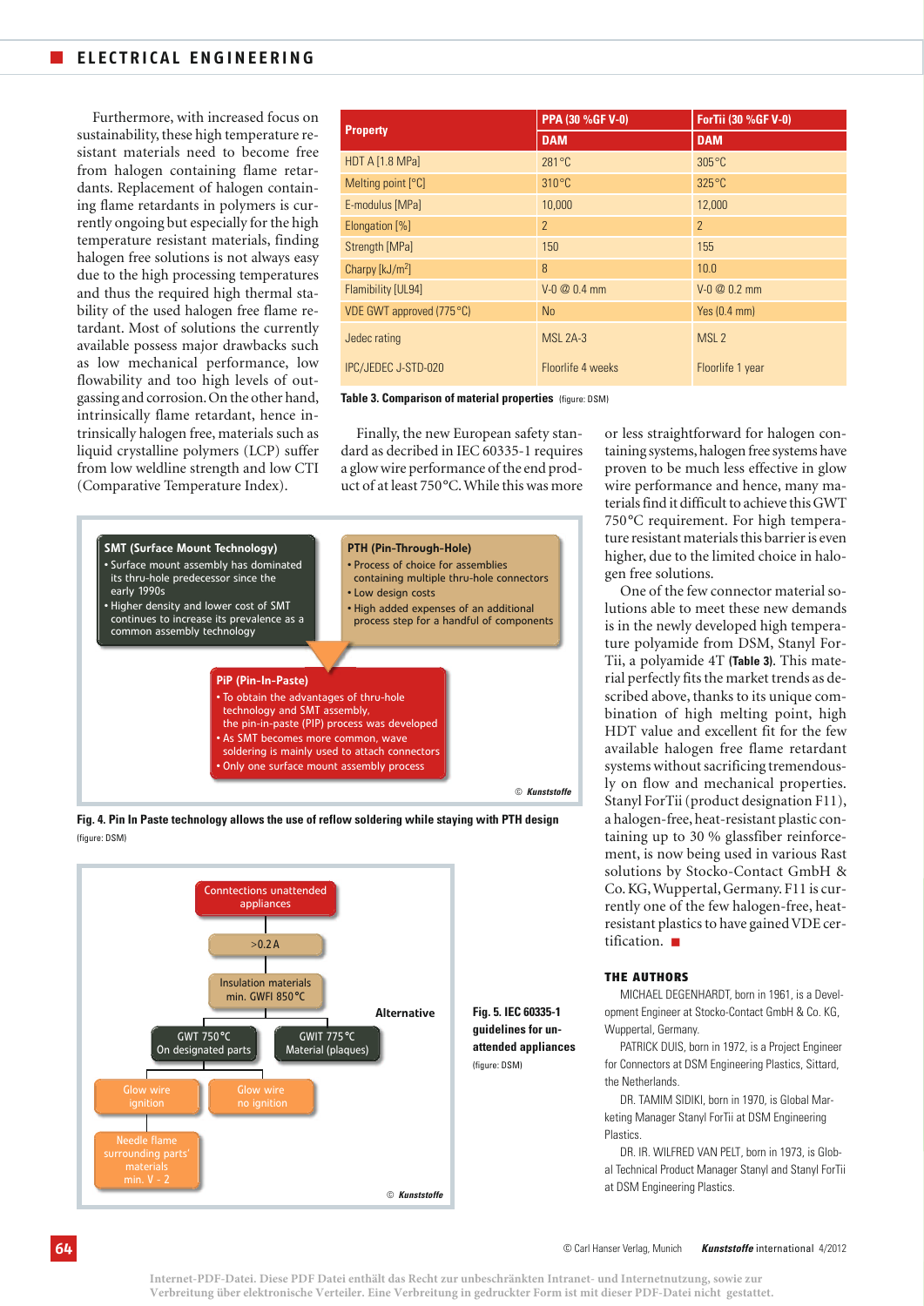Furthermore, with increased focus on sustainability, these high temperature resistant materials need to become free from halogen containing flame retardants. Replacement of halogen containing flame retardants in polymers is currently ongoing but especially for the high temperature resistant materials, finding halogen free solutions is not always easy due to the high processing temperatures and thus the required high thermal stability of the used halogen free flame retardant. Most of solutions the currently available possess major drawbacks such as low mechanical performance, low flowability and too high levels of outgassing and corrosion. On the other hand, intrinsically flame retardant, hence intrinsically halogen free, materials such as liquid crystalline polymers (LCP) suffer from low weldline strength and low CTI (Comparative Temperature Index).

| Property | PPA (30 %GF V-0) | ForTii (30 %GF V-0) |
|---|---|---|
| | DAM | DAM |
| HDT A [1.8 MPa] | 281 °C | 305 °C |
| Melting point [°C] | 310 °C | 325 °C |
| E-modulus [MPa] | 10,000 | 12,000 |
| Elongation [%] | 2 | 2 |
| Strength [MPa] | 150 | 155 |
| Charpy [kJ/m²] | 8 | 10.0 |
| Flamibility [UL94] | V-0 @ 0.4 mm | V-0 @ 0.2 mm |
| VDE GWT approved (775 °C) | No | Yes (0.4 mm) |
| Jedec rating | MSL 2A-3 | MSL 2 |
| IPC/JEDEC J-STD-020 | Floorlife 4 weeks | Floorlife 1 year |

**Table 3. Comparison of material properties** (figure: DSM)

Finally, the new European safety standard as decribed in IEC 60335-1 requires a glow wire performance of the end product of at least 750 °C. While this was more or less straightforward for halogen containing systems, halogen free systems have proven to be much less effective in glow wire performance and hence, many materials find it difficult to achieve this GWT 750 °C requirement. For high temperature resistant materials this barrier is even higher, due to the limited choice in halogen free solutions.

One of the few connector material solutions able to meet these new demands is in the newly developed high temperature polyamide from DSM, Stanyl ForTii, a polyamide 4T (**Table 3**). This material perfectly fits the market trends as described above, thanks to its unique combination of high melting point, high HDT value and excellent fit for the few available halogen free flame retardant systems without sacrificing tremendously on flow and mechanical properties. Stanyl ForTii (product designation F11), a halogen-free, heat-resistant plastic containing up to 30 % glassfiber reinforcement, is now being used in various Rast solutions by Stocko-Contact GmbH & Co. KG, Wuppertal, Germany. F11 is currently one of the few halogen-free, heat-resistant plastics to have gained VDE certification. ■

SMT (Surface Mount Technology)
- Surface mount assembly has dominated its thru-hole predecessor since the early 1990s
- Higher density and lower cost of SMT continues to increase its prevalence as a common assembly technology

PTH (Pin-Through-Hole)
- Process of choice for assemblies containing multiple thru-hole connectors
- Low design costs
- High added expenses of an additional process step for a handful of components

PiP (Pin-In-Paste)
- To obtain the advantages of thru-hole technology and SMT assembly, the pin-in-paste (PIP) process was developed
- As SMT becomes more common, wave soldering is mainly used to attach connectors
- Only one surface mount assembly process

© Kunststoffe

**Fig. 4. Pin In Paste technology allows the use of reflow soldering while staying with PTH design** (figure: DSM)

Conntections unattended appliances

>0.2 A

Insulation materials min. GWFI 850 °C

Alternative

GWT 750 °C On designated parts

GWT 775 °C Material (plaques)

Glow wire ignition

Glow wire no ignition

Needle flame surrounding parts' materials min. V - 2

© Kunststoffe

**Fig. 5. IEC 60335-1 guidelines for unattended appliances** (figure: DSM)

## THE AUTHORS

MICHAEL DEGENHARDT, born in 1961, is a Development Engineer at Stocko-Contact GmbH & Co. KG, Wuppertal, Germany.

PATRICK DUIS, born in 1972, is a Project Engineer for Connectors at DSM Engineering Plastics, Sittard, the Netherlands.

DR. TAMIM SIDIKI, born in 1970, is Global Marketing Manager Stanyl ForTii at DSM Engineering Plastics.

DR. IR. WILFRED VAN PELT, born in 1973, is Global Technical Product Manager Stanyl and Stanyl ForTii at DSM Engineering Plastics.